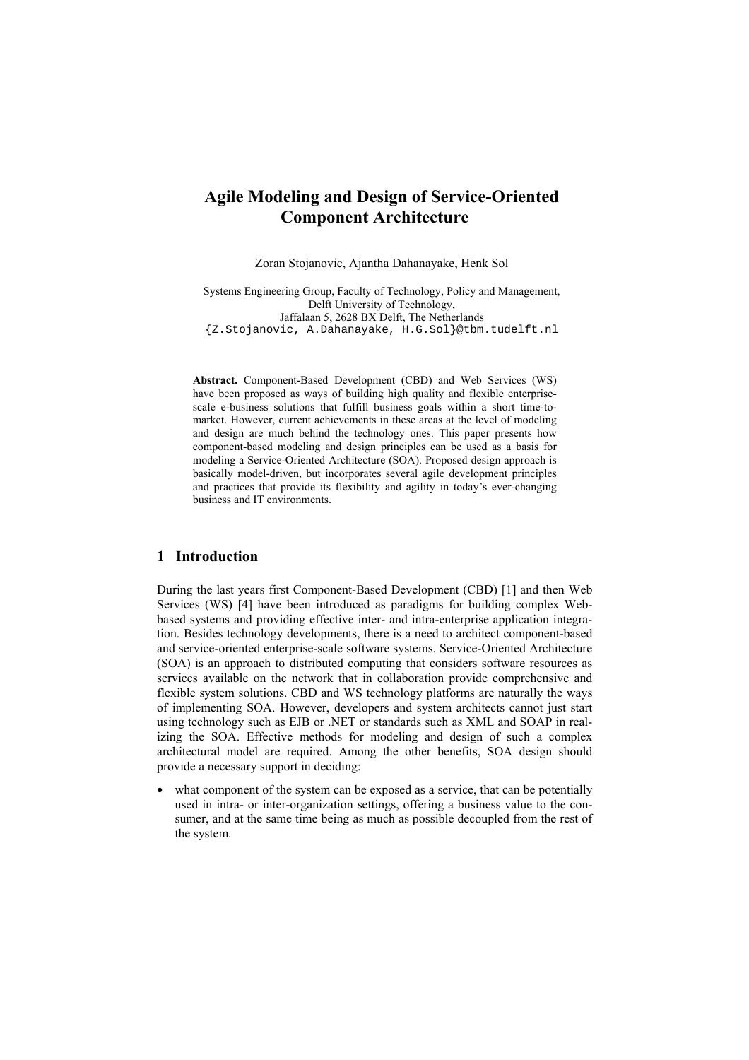# Agile Modeling and Design of Service-Oriented Component Architecture

Zoran Stojanovic, Ajantha Dahanayake, Henk Sol

Systems Engineering Group, Faculty of Technology, Policy and Management,
Delft University of Technology,
Jaffalaan 5, 2628 BX Delft, The Netherlands
{Z.Stojanovic, A.Dahanayake, H.G.Sol}@tbm.tudelft.nl

**Abstract.** Component-Based Development (CBD) and Web Services (WS) have been proposed as ways of building high quality and flexible enterprise-scale e-business solutions that fulfill business goals within a short time-to-market. However, current achievements in these areas at the level of modeling and design are much behind the technology ones. This paper presents how component-based modeling and design principles can be used as a basis for modeling a Service-Oriented Architecture (SOA). Proposed design approach is basically model-driven, but incorporates several agile development principles and practices that provide its flexibility and agility in today's ever-changing business and IT environments.

## 1 Introduction

During the last years first Component-Based Development (CBD) [1] and then Web Services (WS) [4] have been introduced as paradigms for building complex Web-based systems and providing effective inter- and intra-enterprise application integration. Besides technology developments, there is a need to architect component-based and service-oriented enterprise-scale software systems. Service-Oriented Architecture (SOA) is an approach to distributed computing that considers software resources as services available on the network that in collaboration provide comprehensive and flexible system solutions. CBD and WS technology platforms are naturally the ways of implementing SOA. However, developers and system architects cannot just start using technology such as EJB or .NET or standards such as XML and SOAP in realizing the SOA. Effective methods for modeling and design of such a complex architectural model are required. Among the other benefits, SOA design should provide a necessary support in deciding:

- what component of the system can be exposed as a service, that can be potentially used in intra- or inter-organization settings, offering a business value to the consumer, and at the same time being as much as possible decoupled from the rest of the system.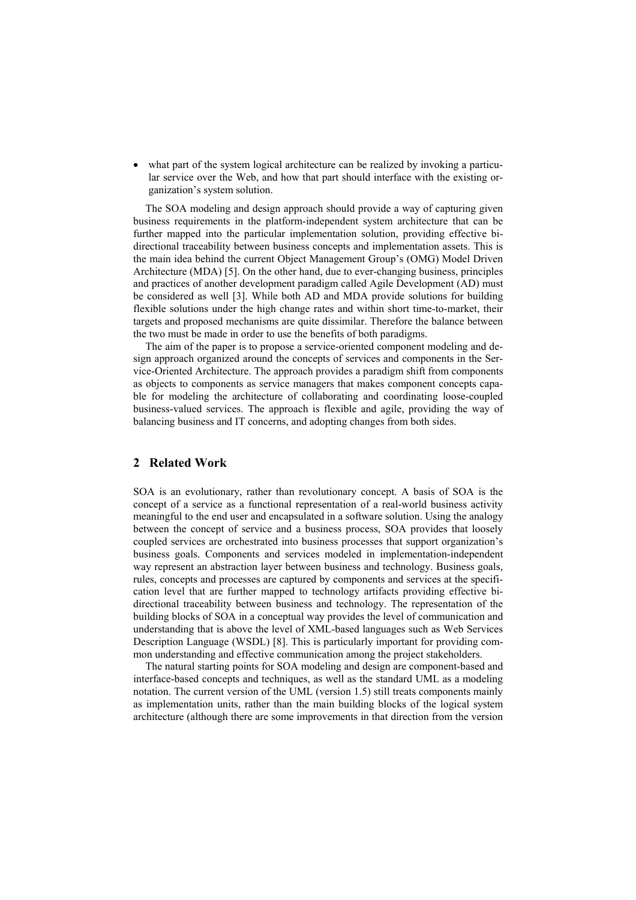- what part of the system logical architecture can be realized by invoking a particular service over the Web, and how that part should interface with the existing organization's system solution.

The SOA modeling and design approach should provide a way of capturing given business requirements in the platform-independent system architecture that can be further mapped into the particular implementation solution, providing effective bi-directional traceability between business concepts and implementation assets. This is the main idea behind the current Object Management Group's (OMG) Model Driven Architecture (MDA) [5]. On the other hand, due to ever-changing business, principles and practices of another development paradigm called Agile Development (AD) must be considered as well [3]. While both AD and MDA provide solutions for building flexible solutions under the high change rates and within short time-to-market, their targets and proposed mechanisms are quite dissimilar. Therefore the balance between the two must be made in order to use the benefits of both paradigms.

The aim of the paper is to propose a service-oriented component modeling and design approach organized around the concepts of services and components in the Service-Oriented Architecture. The approach provides a paradigm shift from components as objects to components as service managers that makes component concepts capable for modeling the architecture of collaborating and coordinating loose-coupled business-valued services. The approach is flexible and agile, providing the way of balancing business and IT concerns, and adopting changes from both sides.

## 2 Related Work

SOA is an evolutionary, rather than revolutionary concept. A basis of SOA is the concept of a service as a functional representation of a real-world business activity meaningful to the end user and encapsulated in a software solution. Using the analogy between the concept of service and a business process, SOA provides that loosely coupled services are orchestrated into business processes that support organization's business goals. Components and services modeled in implementation-independent way represent an abstraction layer between business and technology. Business goals, rules, concepts and processes are captured by components and services at the specification level that are further mapped to technology artifacts providing effective bi-directional traceability between business and technology. The representation of the building blocks of SOA in a conceptual way provides the level of communication and understanding that is above the level of XML-based languages such as Web Services Description Language (WSDL) [8]. This is particularly important for providing common understanding and effective communication among the project stakeholders.

The natural starting points for SOA modeling and design are component-based and interface-based concepts and techniques, as well as the standard UML as a modeling notation. The current version of the UML (version 1.5) still treats components mainly as implementation units, rather than the main building blocks of the logical system architecture (although there are some improvements in that direction from the version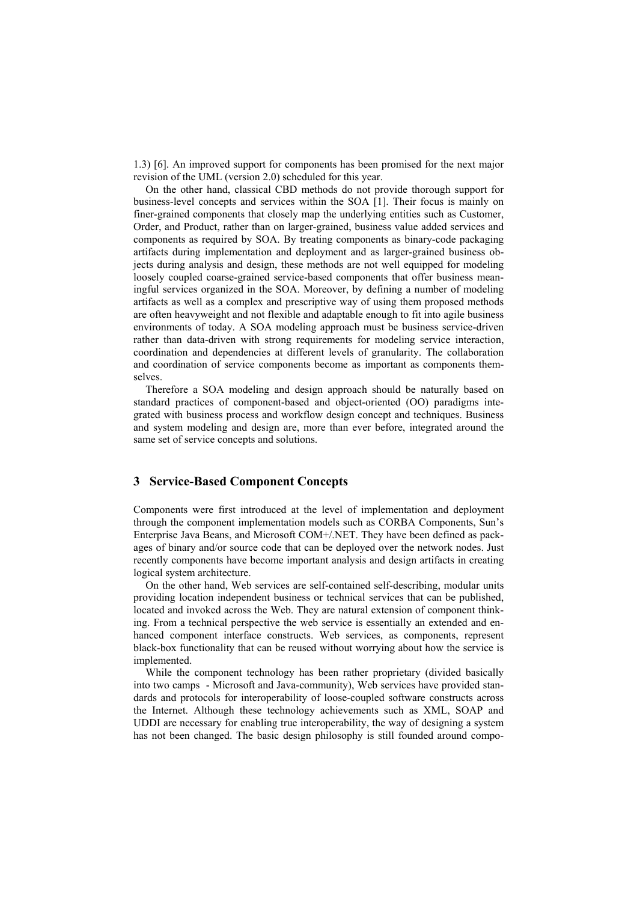1.3) [6]. An improved support for components has been promised for the next major revision of the UML (version 2.0) scheduled for this year.

On the other hand, classical CBD methods do not provide thorough support for business-level concepts and services within the SOA [1]. Their focus is mainly on finer-grained components that closely map the underlying entities such as Customer, Order, and Product, rather than on larger-grained, business value added services and components as required by SOA. By treating components as binary-code packaging artifacts during implementation and deployment and as larger-grained business objects during analysis and design, these methods are not well equipped for modeling loosely coupled coarse-grained service-based components that offer business meaningful services organized in the SOA. Moreover, by defining a number of modeling artifacts as well as a complex and prescriptive way of using them proposed methods are often heavyweight and not flexible and adaptable enough to fit into agile business environments of today. A SOA modeling approach must be business service-driven rather than data-driven with strong requirements for modeling service interaction, coordination and dependencies at different levels of granularity. The collaboration and coordination of service components become as important as components themselves.

Therefore a SOA modeling and design approach should be naturally based on standard practices of component-based and object-oriented (OO) paradigms integrated with business process and workflow design concept and techniques. Business and system modeling and design are, more than ever before, integrated around the same set of service concepts and solutions.

## 3 Service-Based Component Concepts

Components were first introduced at the level of implementation and deployment through the component implementation models such as CORBA Components, Sun's Enterprise Java Beans, and Microsoft COM+/.NET. They have been defined as packages of binary and/or source code that can be deployed over the network nodes. Just recently components have become important analysis and design artifacts in creating logical system architecture.

On the other hand, Web services are self-contained self-describing, modular units providing location independent business or technical services that can be published, located and invoked across the Web. They are natural extension of component thinking. From a technical perspective the web service is essentially an extended and enhanced component interface constructs. Web services, as components, represent black-box functionality that can be reused without worrying about how the service is implemented.

While the component technology has been rather proprietary (divided basically into two camps - Microsoft and Java-community), Web services have provided standards and protocols for interoperability of loose-coupled software constructs across the Internet. Although these technology achievements such as XML, SOAP and UDDI are necessary for enabling true interoperability, the way of designing a system has not been changed. The basic design philosophy is still founded around compo-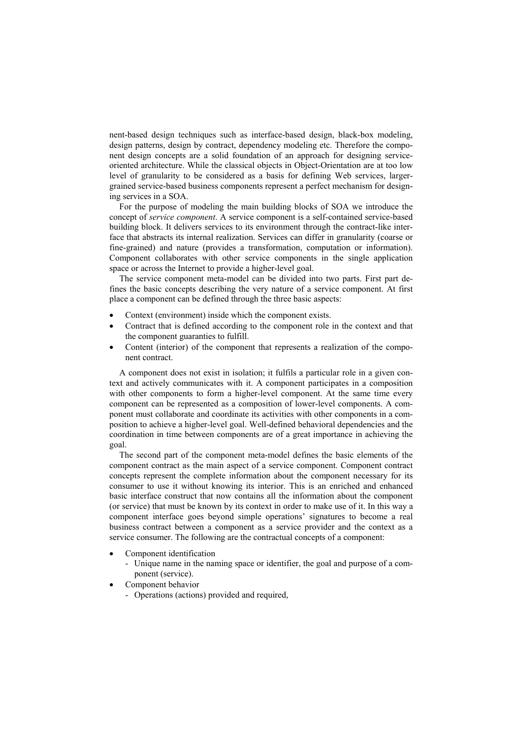nent-based design techniques such as interface-based design, black-box modeling, design patterns, design by contract, dependency modeling etc. Therefore the component design concepts are a solid foundation of an approach for designing service-oriented architecture. While the classical objects in Object-Orientation are at too low level of granularity to be considered as a basis for defining Web services, larger-grained service-based business components represent a perfect mechanism for designing services in a SOA.

For the purpose of modeling the main building blocks of SOA we introduce the concept of *service component*. A service component is a self-contained service-based building block. It delivers services to its environment through the contract-like interface that abstracts its internal realization. Services can differ in granularity (coarse or fine-grained) and nature (provides a transformation, computation or information). Component collaborates with other service components in the single application space or across the Internet to provide a higher-level goal.

The service component meta-model can be divided into two parts. First part defines the basic concepts describing the very nature of a service component. At first place a component can be defined through the three basic aspects:

- Context (environment) inside which the component exists.
- Contract that is defined according to the component role in the context and that the component guaranties to fulfill.
- Content (interior) of the component that represents a realization of the component contract.

A component does not exist in isolation; it fulfils a particular role in a given context and actively communicates with it. A component participates in a composition with other components to form a higher-level component. At the same time every component can be represented as a composition of lower-level components. A component must collaborate and coordinate its activities with other components in a composition to achieve a higher-level goal. Well-defined behavioral dependencies and the coordination in time between components are of a great importance in achieving the goal.

The second part of the component meta-model defines the basic elements of the component contract as the main aspect of a service component. Component contract concepts represent the complete information about the component necessary for its consumer to use it without knowing its interior. This is an enriched and enhanced basic interface construct that now contains all the information about the component (or service) that must be known by its context in order to make use of it. In this way a component interface goes beyond simple operations' signatures to become a real business contract between a component as a service provider and the context as a service consumer. The following are the contractual concepts of a component:

- Component identification
  - Unique name in the naming space or identifier, the goal and purpose of a component (service).
- Component behavior
  - Operations (actions) provided and required,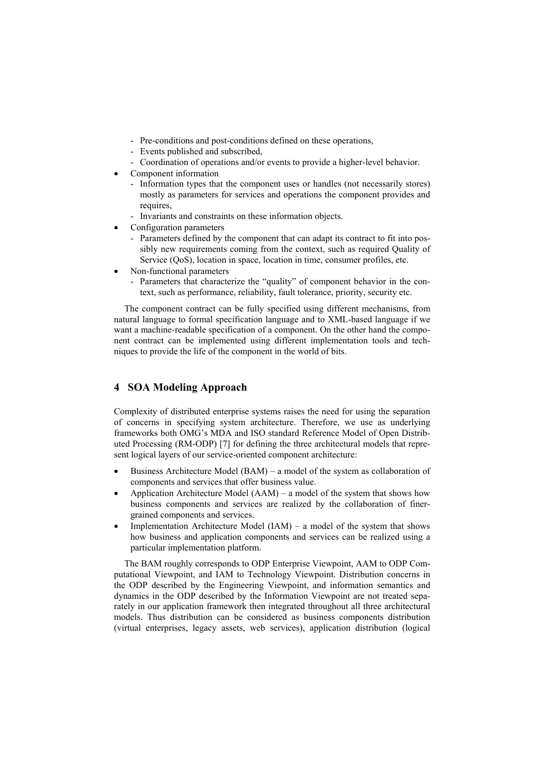- Pre-conditions and post-conditions defined on these operations,
  - Events published and subscribed,
  - Coordination of operations and/or events to provide a higher-level behavior.
- Component information
  - Information types that the component uses or handles (not necessarily stores) mostly as parameters for services and operations the component provides and requires,
  - Invariants and constraints on these information objects.
- Configuration parameters
  - Parameters defined by the component that can adapt its contract to fit into possibly new requirements coming from the context, such as required Quality of Service (QoS), location in space, location in time, consumer profiles, etc.
- Non-functional parameters
  - Parameters that characterize the "quality" of component behavior in the context, such as performance, reliability, fault tolerance, priority, security etc.

The component contract can be fully specified using different mechanisms, from natural language to formal specification language and to XML-based language if we want a machine-readable specification of a component. On the other hand the component contract can be implemented using different implementation tools and techniques to provide the life of the component in the world of bits.

## 4 SOA Modeling Approach

Complexity of distributed enterprise systems raises the need for using the separation of concerns in specifying system architecture. Therefore, we use as underlying frameworks both OMG's MDA and ISO standard Reference Model of Open Distributed Processing (RM-ODP) [7] for defining the three architectural models that represent logical layers of our service-oriented component architecture:

- Business Architecture Model (BAM) – a model of the system as collaboration of components and services that offer business value.
- Application Architecture Model (AAM) – a model of the system that shows how business components and services are realized by the collaboration of finer-grained components and services.
- Implementation Architecture Model (IAM) – a model of the system that shows how business and application components and services can be realized using a particular implementation platform.

The BAM roughly corresponds to ODP Enterprise Viewpoint, AAM to ODP Computational Viewpoint, and IAM to Technology Viewpoint. Distribution concerns in the ODP described by the Engineering Viewpoint, and information semantics and dynamics in the ODP described by the Information Viewpoint are not treated separately in our application framework then integrated throughout all three architectural models. Thus distribution can be considered as business components distribution (virtual enterprises, legacy assets, web services), application distribution (logical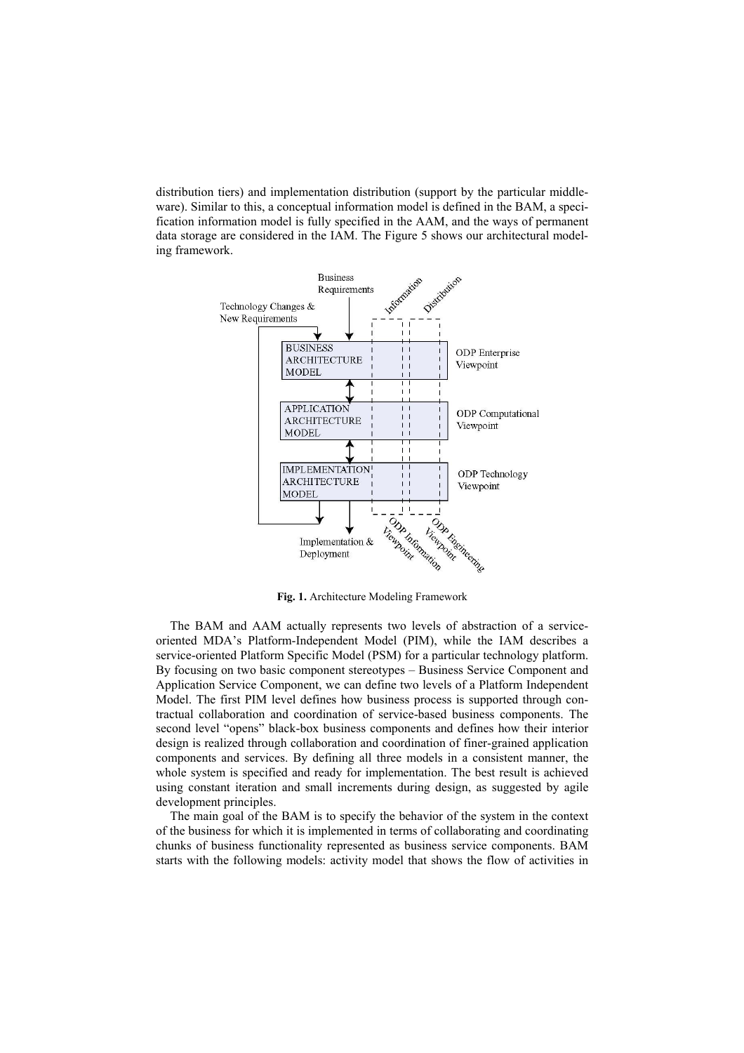distribution tiers) and implementation distribution (support by the particular middleware). Similar to this, a conceptual information model is defined in the BAM, a specification information model is fully specified in the AAM, and the ways of permanent data storage are considered in the IAM. The Figure 5 shows our architectural modeling framework.

**Fig. 1.** Architecture Modeling Framework

The BAM and AAM actually represents two levels of abstraction of a service-oriented MDA's Platform-Independent Model (PIM), while the IAM describes a service-oriented Platform Specific Model (PSM) for a particular technology platform. By focusing on two basic component stereotypes – Business Service Component and Application Service Component, we can define two levels of a Platform Independent Model. The first PIM level defines how business process is supported through contractual collaboration and coordination of service-based business components. The second level "opens" black-box business components and defines how their interior design is realized through collaboration and coordination of finer-grained application components and services. By defining all three models in a consistent manner, the whole system is specified and ready for implementation. The best result is achieved using constant iteration and small increments during design, as suggested by agile development principles.

The main goal of the BAM is to specify the behavior of the system in the context of the business for which it is implemented in terms of collaborating and coordinating chunks of business functionality represented as business service components. BAM starts with the following models: activity model that shows the flow of activities in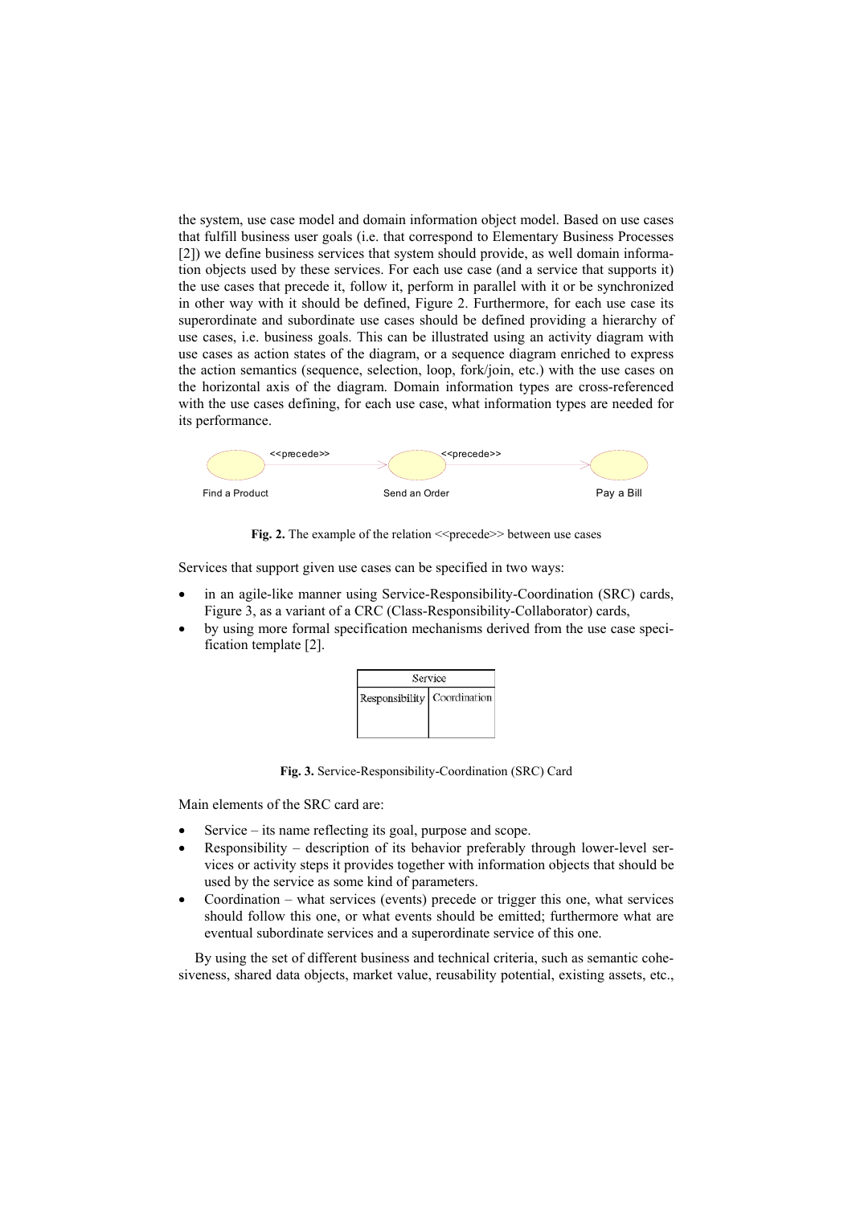the system, use case model and domain information object model. Based on use cases that fulfill business user goals (i.e. that correspond to Elementary Business Processes [2]) we define business services that system should provide, as well domain information objects used by these services. For each use case (and a service that supports it) the use cases that precede it, follow it, perform in parallel with it or be synchronized in other way with it should be defined, Figure 2. Furthermore, for each use case its superordinate and subordinate use cases should be defined providing a hierarchy of use cases, i.e. business goals. This can be illustrated using an activity diagram with use cases as action states of the diagram, or a sequence diagram enriched to express the action semantics (sequence, selection, loop, fork/join, etc.) with the use cases on the horizontal axis of the diagram. Domain information types are cross-referenced with the use cases defining, for each use case, what information types are needed for its performance.

Find a Product —<<precede>>→ Send an Order —<<precede>>→ Pay a Bill

**Fig. 2.** The example of the relation <<precede>> between use cases

Services that support given use cases can be specified in two ways:

- in an agile-like manner using Service-Responsibility-Coordination (SRC) cards, Figure 3, as a variant of a CRC (Class-Responsibility-Collaborator) cards,
- by using more formal specification mechanisms derived from the use case specification template [2].

| Service | |
|---|---|
| Responsibility | Coordination |
| | |

**Fig. 3.** Service-Responsibility-Coordination (SRC) Card

Main elements of the SRC card are:

- Service – its name reflecting its goal, purpose and scope.
- Responsibility – description of its behavior preferably through lower-level services or activity steps it provides together with information objects that should be used by the service as some kind of parameters.
- Coordination – what services (events) precede or trigger this one, what services should follow this one, or what events should be emitted; furthermore what are eventual subordinate services and a superordinate service of this one.

By using the set of different business and technical criteria, such as semantic cohesiveness, shared data objects, market value, reusability potential, existing assets, etc.,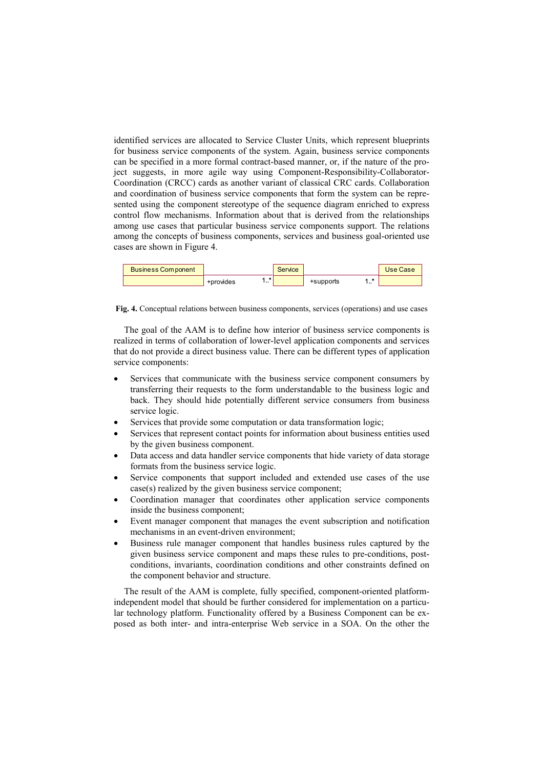identified services are allocated to Service Cluster Units, which represent blueprints for business service components of the system. Again, business service components can be specified in a more formal contract-based manner, or, if the nature of the project suggests, in more agile way using Component-Responsibility-Collaborator-Coordination (CRCC) cards as another variant of classical CRC cards. Collaboration and coordination of business service components that form the system can be represented using the component stereotype of the sequence diagram enriched to express control flow mechanisms. Information about that is derived from the relationships among use cases that particular business service components support. The relations among the concepts of business components, services and business goal-oriented use cases are shown in Figure 4.

Business Component — +provides 1..* — Service — +supports 1..* — Use Case

**Fig. 4.** Conceptual relations between business components, services (operations) and use cases

The goal of the AAM is to define how interior of business service components is realized in terms of collaboration of lower-level application components and services that do not provide a direct business value. There can be different types of application service components:

- Services that communicate with the business service component consumers by transferring their requests to the form understandable to the business logic and back. They should hide potentially different service consumers from business service logic.
- Services that provide some computation or data transformation logic;
- Services that represent contact points for information about business entities used by the given business component.
- Data access and data handler service components that hide variety of data storage formats from the business service logic.
- Service components that support included and extended use cases of the use case(s) realized by the given business service component;
- Coordination manager that coordinates other application service components inside the business component;
- Event manager component that manages the event subscription and notification mechanisms in an event-driven environment;
- Business rule manager component that handles business rules captured by the given business service component and maps these rules to pre-conditions, post-conditions, invariants, coordination conditions and other constraints defined on the component behavior and structure.

The result of the AAM is complete, fully specified, component-oriented platform-independent model that should be further considered for implementation on a particular technology platform. Functionality offered by a Business Component can be exposed as both inter- and intra-enterprise Web service in a SOA. On the other the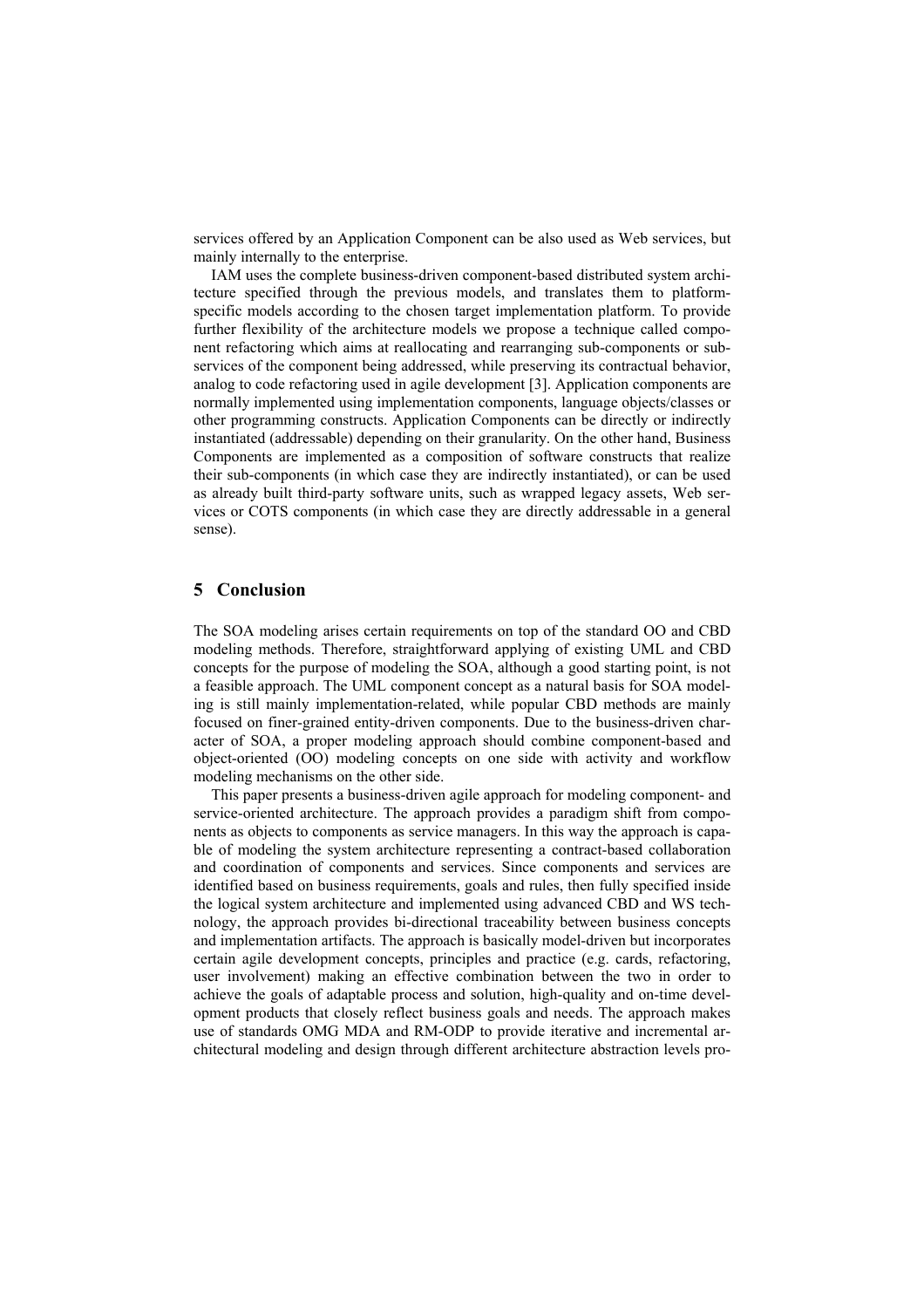services offered by an Application Component can be also used as Web services, but mainly internally to the enterprise.

IAM uses the complete business-driven component-based distributed system architecture specified through the previous models, and translates them to platform-specific models according to the chosen target implementation platform. To provide further flexibility of the architecture models we propose a technique called component refactoring which aims at reallocating and rearranging sub-components or sub-services of the component being addressed, while preserving its contractual behavior, analog to code refactoring used in agile development [3]. Application components are normally implemented using implementation components, language objects/classes or other programming constructs. Application Components can be directly or indirectly instantiated (addressable) depending on their granularity. On the other hand, Business Components are implemented as a composition of software constructs that realize their sub-components (in which case they are indirectly instantiated), or can be used as already built third-party software units, such as wrapped legacy assets, Web services or COTS components (in which case they are directly addressable in a general sense).

## 5 Conclusion

The SOA modeling arises certain requirements on top of the standard OO and CBD modeling methods. Therefore, straightforward applying of existing UML and CBD concepts for the purpose of modeling the SOA, although a good starting point, is not a feasible approach. The UML component concept as a natural basis for SOA modeling is still mainly implementation-related, while popular CBD methods are mainly focused on finer-grained entity-driven components. Due to the business-driven character of SOA, a proper modeling approach should combine component-based and object-oriented (OO) modeling concepts on one side with activity and workflow modeling mechanisms on the other side.

This paper presents a business-driven agile approach for modeling component- and service-oriented architecture. The approach provides a paradigm shift from components as objects to components as service managers. In this way the approach is capable of modeling the system architecture representing a contract-based collaboration and coordination of components and services. Since components and services are identified based on business requirements, goals and rules, then fully specified inside the logical system architecture and implemented using advanced CBD and WS technology, the approach provides bi-directional traceability between business concepts and implementation artifacts. The approach is basically model-driven but incorporates certain agile development concepts, principles and practice (e.g. cards, refactoring, user involvement) making an effective combination between the two in order to achieve the goals of adaptable process and solution, high-quality and on-time development products that closely reflect business goals and needs. The approach makes use of standards OMG MDA and RM-ODP to provide iterative and incremental architectural modeling and design through different architecture abstraction levels pro-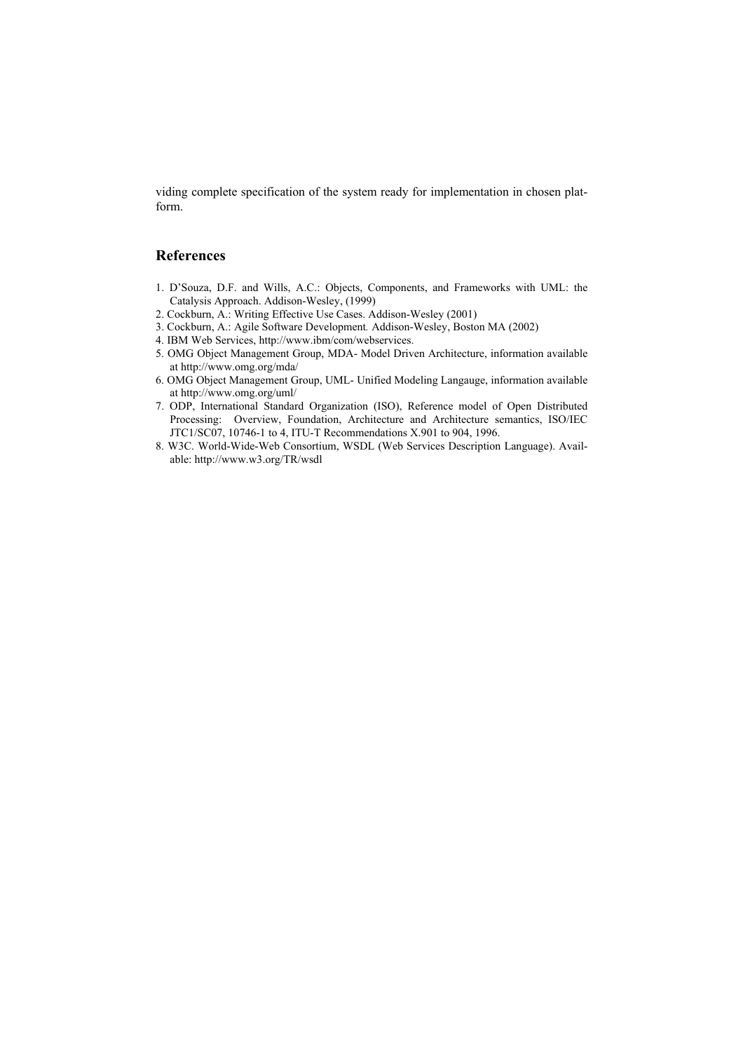viding complete specification of the system ready for implementation in chosen platform.

## References

1. D'Souza, D.F. and Wills, A.C.: Objects, Components, and Frameworks with UML: the Catalysis Approach. Addison-Wesley, (1999)
2. Cockburn, A.: Writing Effective Use Cases. Addison-Wesley (2001)
3. Cockburn, A.: Agile Software Development. Addison-Wesley, Boston MA (2002)
4. IBM Web Services, http://www.ibm/com/webservices.
5. OMG Object Management Group, MDA- Model Driven Architecture, information available at http://www.omg.org/mda/
6. OMG Object Management Group, UML- Unified Modeling Langauge, information available at http://www.omg.org/uml/
7. ODP, International Standard Organization (ISO), Reference model of Open Distributed Processing: Overview, Foundation, Architecture and Architecture semantics, ISO/IEC JTC1/SC07, 10746-1 to 4, ITU-T Recommendations X.901 to 904, 1996.
8. W3C. World-Wide-Web Consortium, WSDL (Web Services Description Language). Available: http://www.w3.org/TR/wsdl